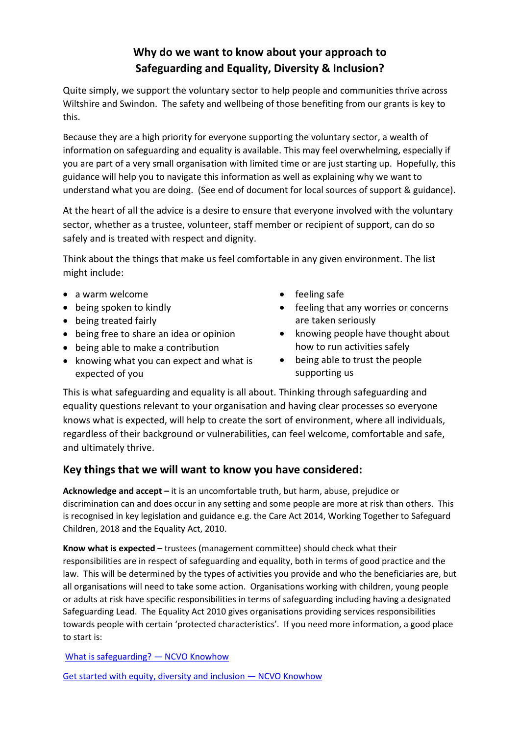# Why do we want to know about your approach to Safeguarding and Equality, Diversity & Inclusion?

Quite simply, we support the voluntary sector to help people and communities thrive across Wiltshire and Swindon. The safety and wellbeing of those benefiting from our grants is key to this.

Because they are a high priority for everyone supporting the voluntary sector, a wealth of information on safeguarding and equality is available. This may feel overwhelming, especially if you are part of a very small organisation with limited time or are just starting up. Hopefully, this guidance will help you to navigate this information as well as explaining why we want to understand what you are doing. (See end of document for local sources of support & guidance).

At the heart of all the advice is a desire to ensure that everyone involved with the voluntary sector, whether as a trustee, volunteer, staff member or recipient of support, can do so safely and is treated with respect and dignity.

Think about the things that make us feel comfortable in any given environment. The list might include:

- a warm welcome
- being spoken to kindly
- being treated fairly
- being free to share an idea or opinion
- being able to make a contribution
- knowing what you can expect and what is expected of you
- feeling safe
- feeling that any worries or concerns are taken seriously
- knowing people have thought about how to run activities safely
- being able to trust the people supporting us

This is what safeguarding and equality is all about. Thinking through safeguarding and equality questions relevant to your organisation and having clear processes so everyone knows what is expected, will help to create the sort of environment, where all individuals, regardless of their background or vulnerabilities, can feel welcome, comfortable and safe, and ultimately thrive.

## Key things that we will want to know you have considered:

**Acknowledge and accept –** it is an uncomfortable truth, but harm, abuse, prejudice or discrimination can and does occur in any setting and some people are more at risk than others. This is recognised in key legislation and guidance e.g. the Care Act 2014, Working Together to Safeguard Children, 2018 and the Equality Act, 2010.

**Know what is expected** – trustees (management committee) should check what their responsibilities are in respect of safeguarding and equality, both in terms of good practice and the law. This will be determined by the types of activities you provide and who the beneficiaries are, but all organisations will need to take some action. Organisations working with children, young people or adults at risk have specific responsibilities in terms of safeguarding including having a designated Safeguarding Lead. The Equality Act 2010 gives organisations providing services responsibilities towards people with certain 'protected characteristics'. If you need more information, a good place to start is:

What is safeguarding? — NCVO Knowhow

Get started with equity, diversity and inclusion — NCVO Knowhow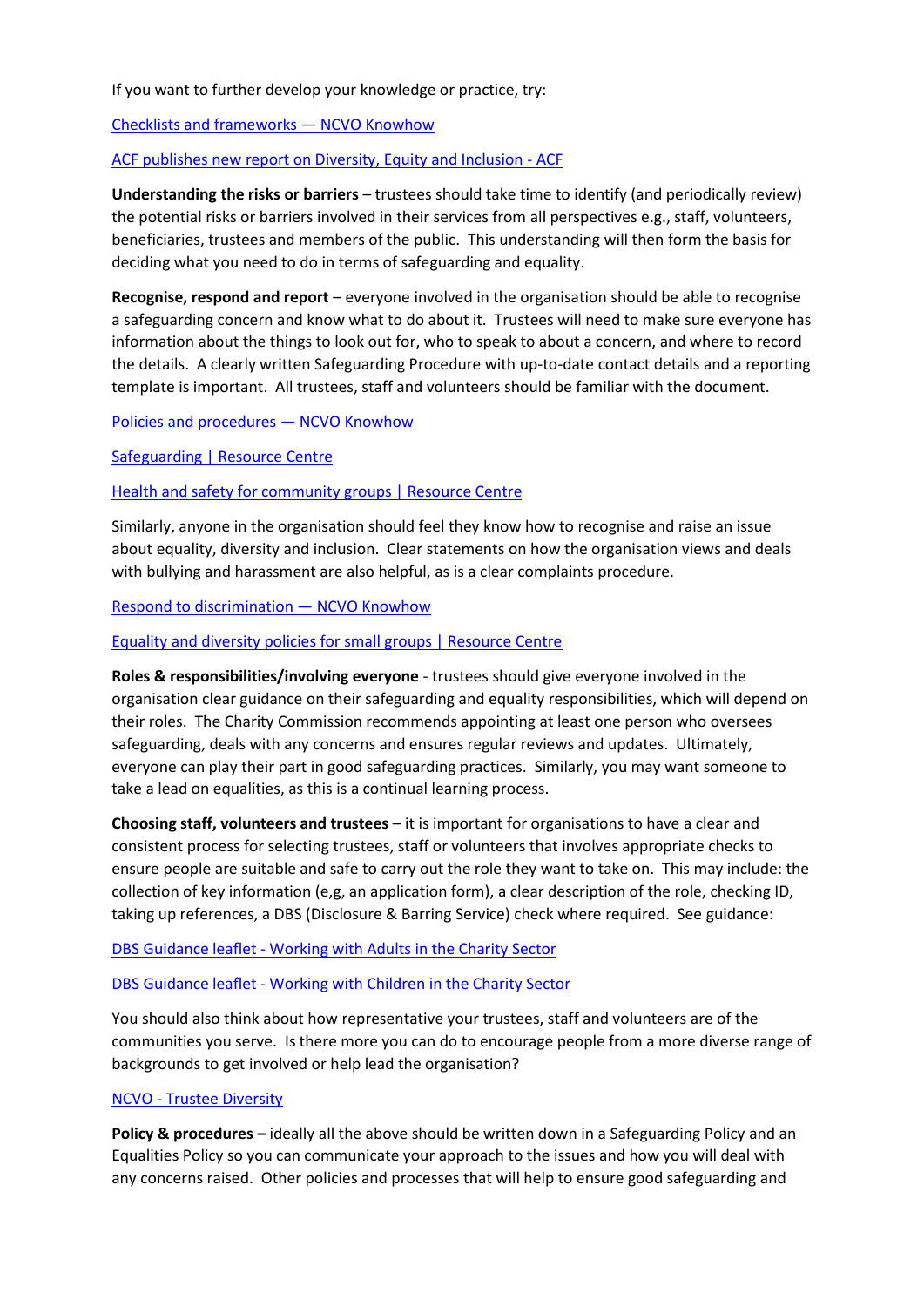If you want to further develop your knowledge or practice, try:

Checklists and frameworks — NCVO Knowhow

ACF publishes new report on Diversity, Equity and Inclusion - ACF

**Understanding the risks or barriers** – trustees should take time to identify (and periodically review) the potential risks or barriers involved in their services from all perspectives e.g., staff, volunteers, beneficiaries, trustees and members of the public. This understanding will then form the basis for deciding what you need to do in terms of safeguarding and equality.

**Recognise, respond and report** – everyone involved in the organisation should be able to recognise a safeguarding concern and know what to do about it. Trustees will need to make sure everyone has information about the things to look out for, who to speak to about a concern, and where to record the details. A clearly written Safeguarding Procedure with up-to-date contact details and a reporting template is important. All trustees, staff and volunteers should be familiar with the document.

Policies and procedures — NCVO Knowhow

Safeguarding | Resource Centre

Health and safety for community groups | Resource Centre

Similarly, anyone in the organisation should feel they know how to recognise and raise an issue about equality, diversity and inclusion. Clear statements on how the organisation views and deals with bullying and harassment are also helpful, as is a clear complaints procedure.

Respond to discrimination — NCVO Knowhow

Equality and diversity policies for small groups | Resource Centre

**Roles & responsibilities/involving everyone** - trustees should give everyone involved in the organisation clear guidance on their safeguarding and equality responsibilities, which will depend on their roles. The Charity Commission recommends appointing at least one person who oversees safeguarding, deals with any concerns and ensures regular reviews and updates. Ultimately, everyone can play their part in good safeguarding practices. Similarly, you may want someone to take a lead on equalities, as this is a continual learning process.

**Choosing staff, volunteers and trustees** – it is important for organisations to have a clear and consistent process for selecting trustees, staff or volunteers that involves appropriate checks to ensure people are suitable and safe to carry out the role they want to take on. This may include: the collection of key information (e,g, an application form), a clear description of the role, checking ID, taking up references, a DBS (Disclosure & Barring Service) check where required. See guidance:

DBS Guidance leaflet - Working with Adults in the Charity Sector

DBS Guidance leaflet - Working with Children in the Charity Sector

You should also think about how representative your trustees, staff and volunteers are of the communities you serve. Is there more you can do to encourage people from a more diverse range of backgrounds to get involved or help lead the organisation?

NCVO - Trustee Diversity

**Policy & procedures –** ideally all the above should be written down in a Safeguarding Policy and an Equalities Policy so you can communicate your approach to the issues and how you will deal with any concerns raised. Other policies and processes that will help to ensure good safeguarding and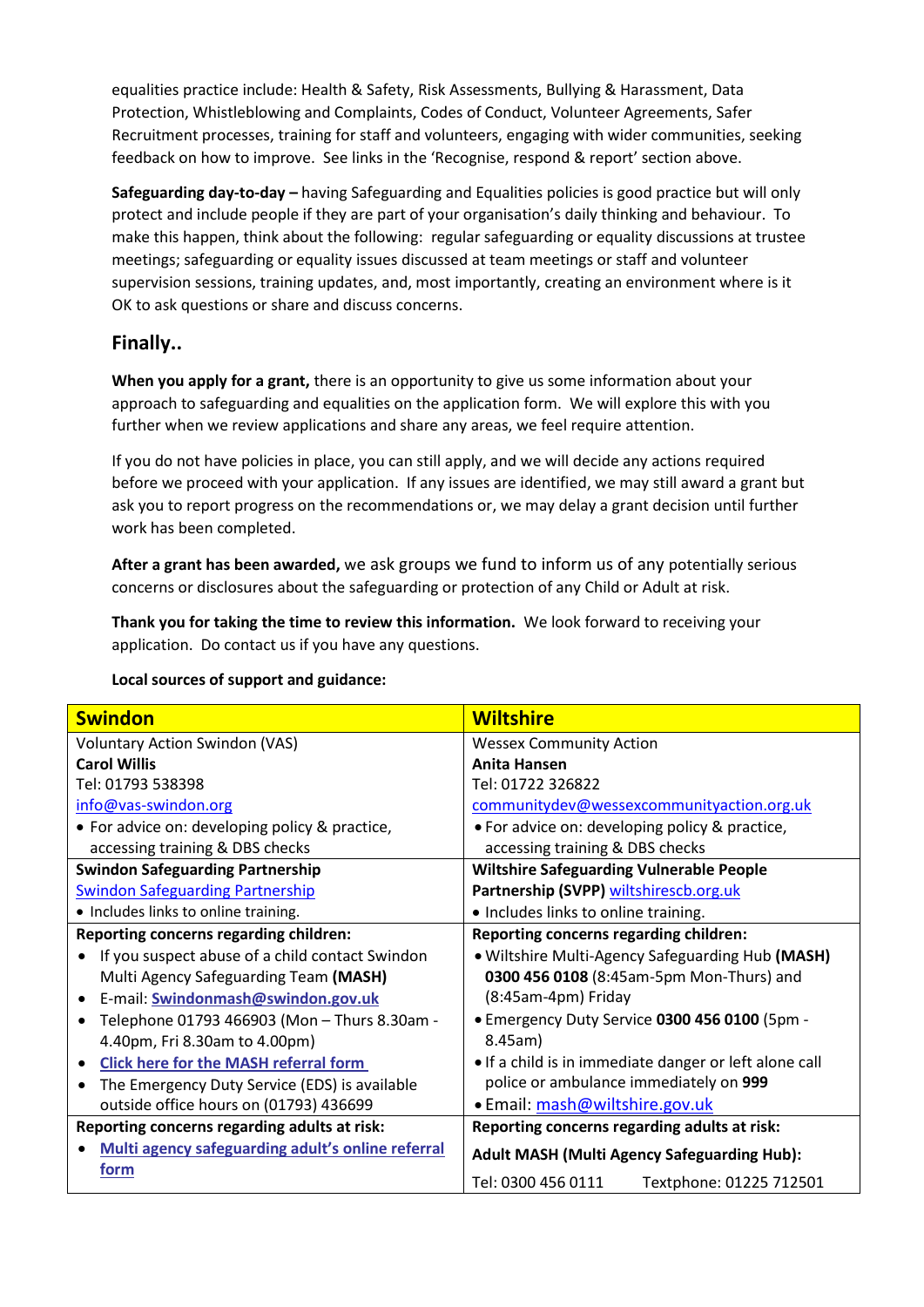equalities practice include: Health & Safety, Risk Assessments, Bullying & Harassment, Data Protection, Whistleblowing and Complaints, Codes of Conduct, Volunteer Agreements, Safer Recruitment processes, training for staff and volunteers, engaging with wider communities, seeking feedback on how to improve. See links in the 'Recognise, respond & report' section above.

**Safeguarding day-to-day –** having Safeguarding and Equalities policies is good practice but will only protect and include people if they are part of your organisation's daily thinking and behaviour. To make this happen, think about the following: regular safeguarding or equality discussions at trustee meetings; safeguarding or equality issues discussed at team meetings or staff and volunteer supervision sessions, training updates, and, most importantly, creating an environment where is it OK to ask questions or share and discuss concerns.

## Finally..

**When you apply for a grant,** there is an opportunity to give us some information about your approach to safeguarding and equalities on the application form. We will explore this with you further when we review applications and share any areas, we feel require attention.

If you do not have policies in place, you can still apply, and we will decide any actions required before we proceed with your application. If any issues are identified, we may still award a grant but ask you to report progress on the recommendations or, we may delay a grant decision until further work has been completed.

**After a grant has been awarded,** we ask groups we fund to inform us of any potentially serious concerns or disclosures about the safeguarding or protection of any Child or Adult at risk.

**Thank you for taking the time to review this information.** We look forward to receiving your application. Do contact us if you have any questions.

**Local sources of support and guidance:**

| **Swindon** | **Wiltshire** |
|---|---|
| Voluntary Action Swindon (VAS)<br>**Carol Willis**<br>Tel: 01793 538398<br>info@vas-swindon.org<br>• For advice on: developing policy & practice, accessing training & DBS checks | Wessex Community Action<br>**Anita Hansen**<br>Tel: 01722 326822<br>communitydev@wessexcommunityaction.org.uk<br>• For advice on: developing policy & practice, accessing training & DBS checks |
| **Swindon Safeguarding Partnership**<br>Swindon Safeguarding Partnership<br>• Includes links to online training. | **Wiltshire Safeguarding Vulnerable People Partnership (SVPP)** wiltshirescb.org.uk<br>• Includes links to online training. |
| **Reporting concerns regarding children:**<br>• If you suspect abuse of a child contact Swindon Multi Agency Safeguarding Team **(MASH)**<br>• E-mail: **Swindonmash@swindon.gov.uk**<br>• Telephone 01793 466903 (Mon – Thurs 8.30am - 4.40pm, Fri 8.30am to 4.00pm)<br>• **Click here for the MASH referral form**<br>• The Emergency Duty Service (EDS) is available outside office hours on (01793) 436699 | **Reporting concerns regarding children:**<br>• Wiltshire Multi-Agency Safeguarding Hub **(MASH) 0300 456 0108** (8:45am-5pm Mon-Thurs) and (8:45am-4pm) Friday<br>• Emergency Duty Service **0300 456 0100** (5pm - 8.45am)<br>• If a child is in immediate danger or left alone call police or ambulance immediately on **999**<br>• Email: mash@wiltshire.gov.uk |
| **Reporting concerns regarding adults at risk:**<br>• **Multi agency safeguarding adult's online referral form** | **Reporting concerns regarding adults at risk:**<br>**Adult MASH (Multi Agency Safeguarding Hub):**<br>Tel: 0300 456 0111 Textphone: 01225 712501 |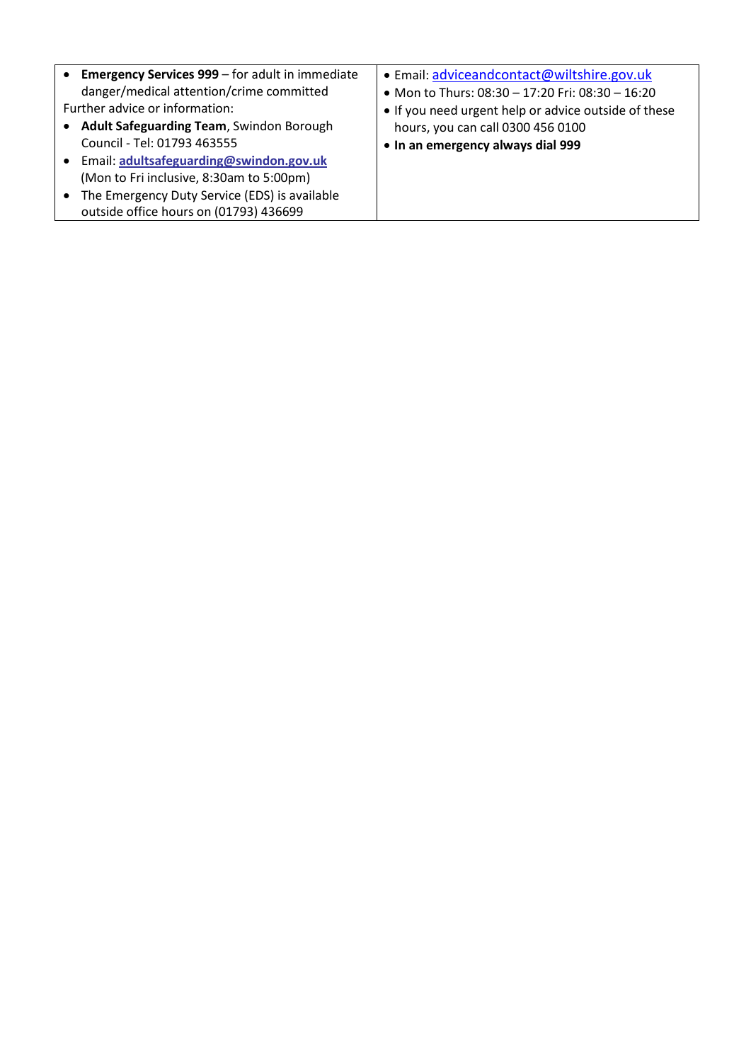| | |
|---|---|
| • **Emergency Services 999** – for adult in immediate danger/medical attention/crime committed<br>Further advice or information:<br>• **Adult Safeguarding Team**, Swindon Borough Council - Tel: 01793 463555<br>• Email: **adultsafeguarding@swindon.gov.uk** (Mon to Fri inclusive, 8:30am to 5:00pm)<br>• The Emergency Duty Service (EDS) is available outside office hours on (01793) 436699 | • Email: adviceandcontact@wiltshire.gov.uk<br>• Mon to Thurs: 08:30 – 17:20 Fri: 08:30 – 16:20<br>• If you need urgent help or advice outside of these hours, you can call 0300 456 0100<br>• **In an emergency always dial 999** |